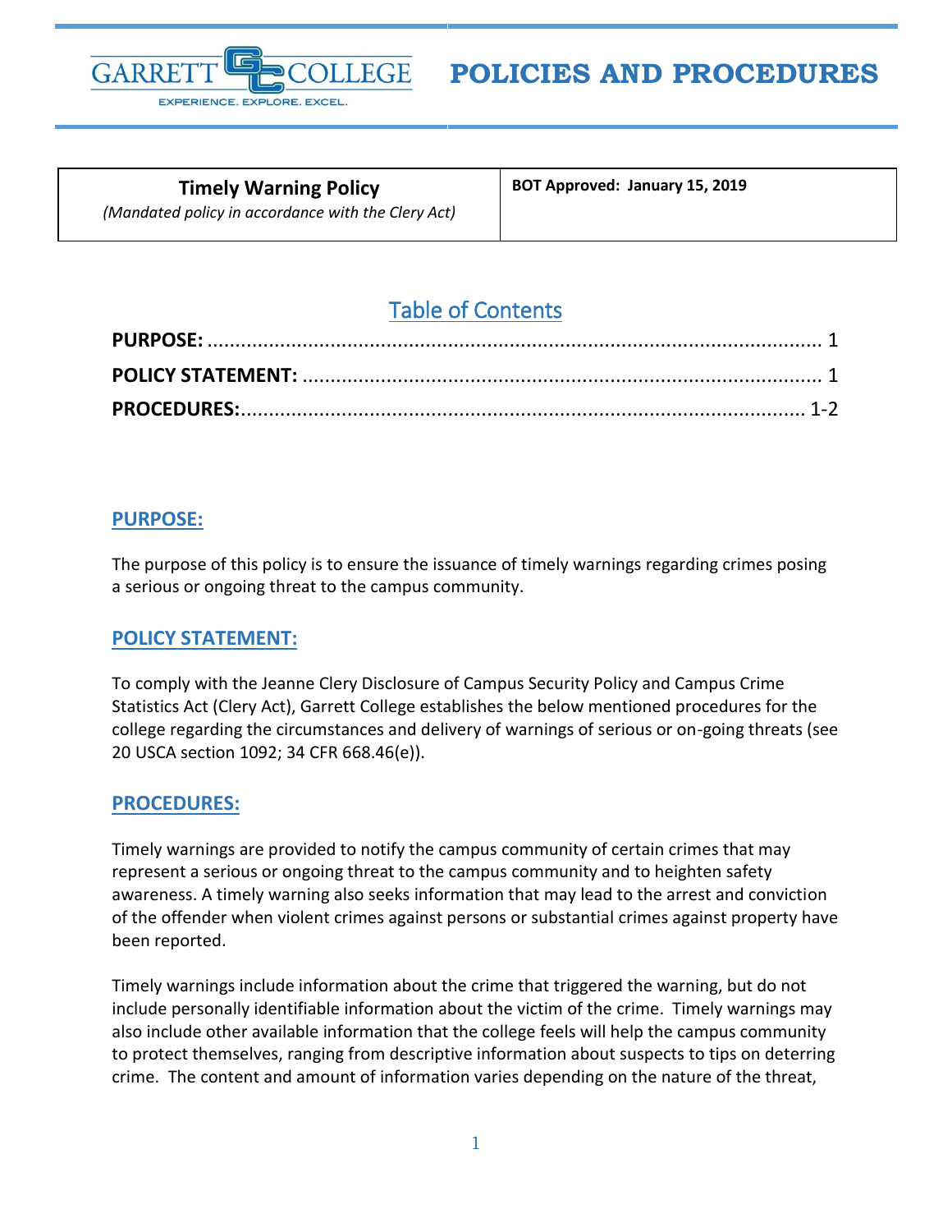# POLICIES AND PROCEDURES

| **Timely Warning Policy**<br>*(Mandated policy in accordance with the Clery Act)* | **BOT Approved: January 15, 2019** |
|---|---|

## Table of Contents

**PURPOSE:** ..................................................................... 1

**POLICY STATEMENT:** ..................................................................... 1

**PROCEDURES:**..................................................................... 1-2

## PURPOSE:

The purpose of this policy is to ensure the issuance of timely warnings regarding crimes posing a serious or ongoing threat to the campus community.

## POLICY STATEMENT:

To comply with the Jeanne Clery Disclosure of Campus Security Policy and Campus Crime Statistics Act (Clery Act), Garrett College establishes the below mentioned procedures for the college regarding the circumstances and delivery of warnings of serious or on-going threats (see 20 USCA section 1092; 34 CFR 668.46(e)).

## PROCEDURES:

Timely warnings are provided to notify the campus community of certain crimes that may represent a serious or ongoing threat to the campus community and to heighten safety awareness. A timely warning also seeks information that may lead to the arrest and conviction of the offender when violent crimes against persons or substantial crimes against property have been reported.

Timely warnings include information about the crime that triggered the warning, but do not include personally identifiable information about the victim of the crime. Timely warnings may also include other available information that the college feels will help the campus community to protect themselves, ranging from descriptive information about suspects to tips on deterring crime. The content and amount of information varies depending on the nature of the threat,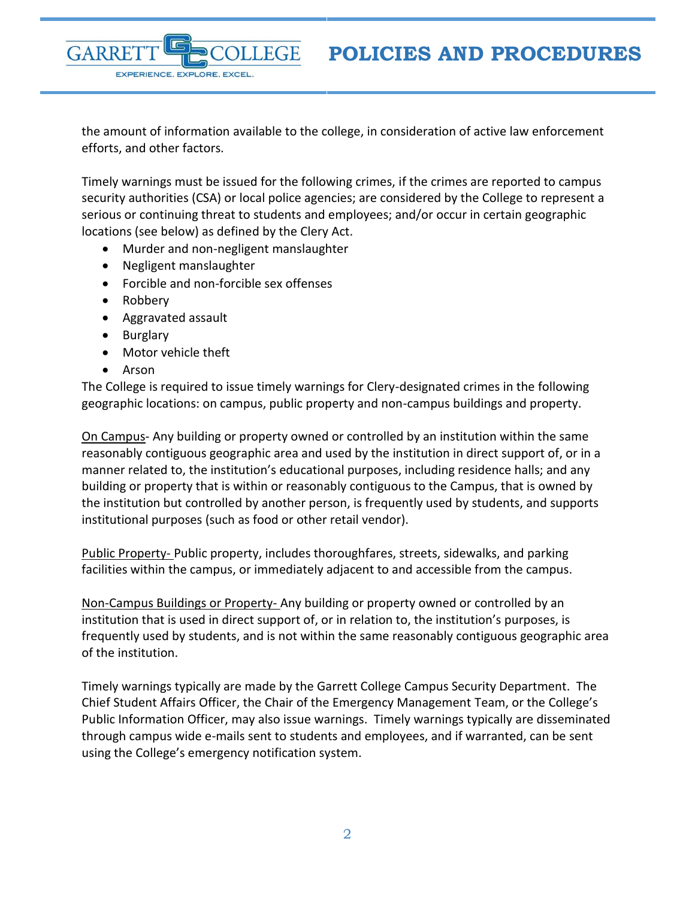the amount of information available to the college, in consideration of active law enforcement efforts, and other factors.

Timely warnings must be issued for the following crimes, if the crimes are reported to campus security authorities (CSA) or local police agencies; are considered by the College to represent a serious or continuing threat to students and employees; and/or occur in certain geographic locations (see below) as defined by the Clery Act.

- Murder and non-negligent manslaughter
- Negligent manslaughter
- Forcible and non-forcible sex offenses
- Robbery
- Aggravated assault
- Burglary
- Motor vehicle theft
- Arson

The College is required to issue timely warnings for Clery-designated crimes in the following geographic locations: on campus, public property and non-campus buildings and property.

<u>On Campus</u>- Any building or property owned or controlled by an institution within the same reasonably contiguous geographic area and used by the institution in direct support of, or in a manner related to, the institution's educational purposes, including residence halls; and any building or property that is within or reasonably contiguous to the Campus, that is owned by the institution but controlled by another person, is frequently used by students, and supports institutional purposes (such as food or other retail vendor).

<u>Public Property-</u> Public property, includes thoroughfares, streets, sidewalks, and parking facilities within the campus, or immediately adjacent to and accessible from the campus.

<u>Non-Campus Buildings or Property-</u> Any building or property owned or controlled by an institution that is used in direct support of, or in relation to, the institution's purposes, is frequently used by students, and is not within the same reasonably contiguous geographic area of the institution.

Timely warnings typically are made by the Garrett College Campus Security Department. The Chief Student Affairs Officer, the Chair of the Emergency Management Team, or the College's Public Information Officer, may also issue warnings. Timely warnings typically are disseminated through campus wide e-mails sent to students and employees, and if warranted, can be sent using the College's emergency notification system.